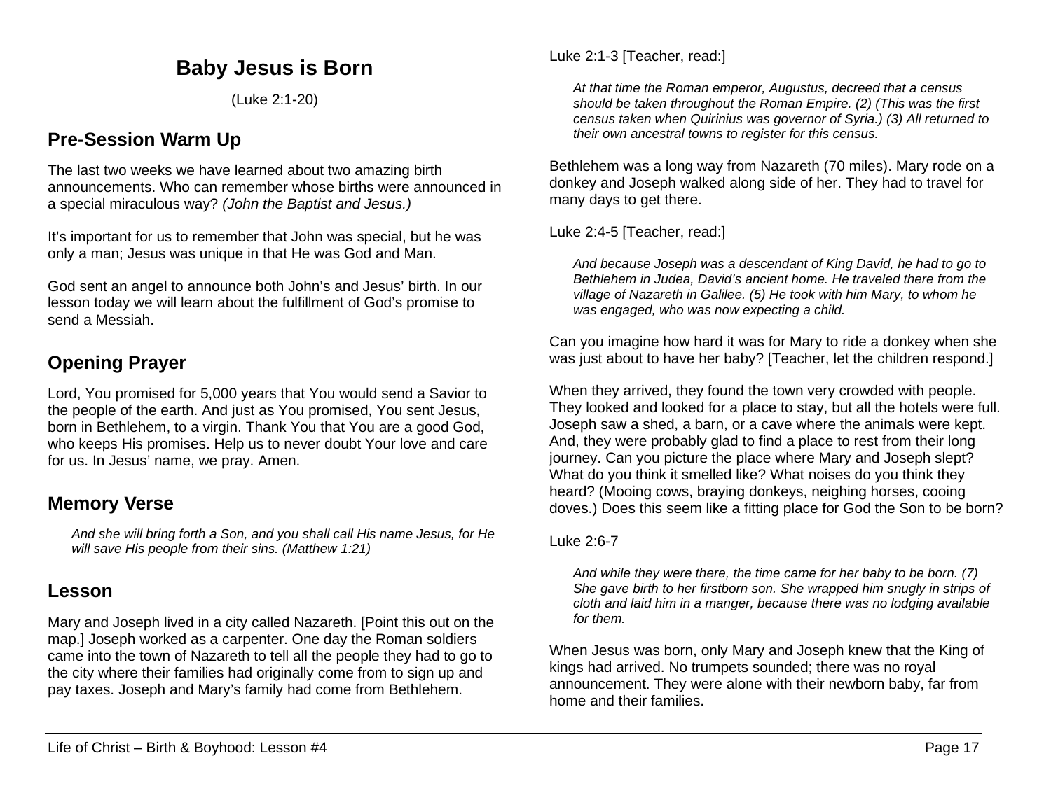# Baby Jesus is Born

(Luke 2:1-20)

## Pre-Session Warm Up

The last two weeks we have learned about two amazing birth announcements. Who can remember whose births were announced in a special miraculous way? *(John the Baptist and Jesus.)*

It's important for us to remember that John was special, but he was only a man; Jesus was unique in that He was God and Man.

God sent an angel to announce both John's and Jesus' birth. In our lesson today we will learn about the fulfillment of God's promise to send a Messiah.

## Opening Prayer

Lord, You promised for 5,000 years that You would send a Savior to the people of the earth. And just as You promised, You sent Jesus, born in Bethlehem, to a virgin. Thank You that You are a good God, who keeps His promises. Help us to never doubt Your love and care for us. In Jesus' name, we pray. Amen.

## Memory Verse

> *And she will bring forth a Son, and you shall call His name Jesus, for He will save His people from their sins. (Matthew 1:21)*

## Lesson

Mary and Joseph lived in a city called Nazareth. [Point this out on the map.] Joseph worked as a carpenter. One day the Roman soldiers came into the town of Nazareth to tell all the people they had to go to the city where their families had originally come from to sign up and pay taxes. Joseph and Mary's family had come from Bethlehem.

Luke 2:1-3 [Teacher, read:]

> *At that time the Roman emperor, Augustus, decreed that a census should be taken throughout the Roman Empire. (2) (This was the first census taken when Quirinius was governor of Syria.) (3) All returned to their own ancestral towns to register for this census.*

Bethlehem was a long way from Nazareth (70 miles). Mary rode on a donkey and Joseph walked along side of her. They had to travel for many days to get there.

Luke 2:4-5 [Teacher, read:]

> *And because Joseph was a descendant of King David, he had to go to Bethlehem in Judea, David's ancient home. He traveled there from the village of Nazareth in Galilee. (5) He took with him Mary, to whom he was engaged, who was now expecting a child.*

Can you imagine how hard it was for Mary to ride a donkey when she was just about to have her baby? [Teacher, let the children respond.]

When they arrived, they found the town very crowded with people. They looked and looked for a place to stay, but all the hotels were full. Joseph saw a shed, a barn, or a cave where the animals were kept. And, they were probably glad to find a place to rest from their long journey. Can you picture the place where Mary and Joseph slept? What do you think it smelled like? What noises do you think they heard? (Mooing cows, braying donkeys, neighing horses, cooing doves.) Does this seem like a fitting place for God the Son to be born?

Luke 2:6-7

> *And while they were there, the time came for her baby to be born. (7) She gave birth to her firstborn son. She wrapped him snugly in strips of cloth and laid him in a manger, because there was no lodging available for them.*

When Jesus was born, only Mary and Joseph knew that the King of kings had arrived. No trumpets sounded; there was no royal announcement. They were alone with their newborn baby, far from home and their families.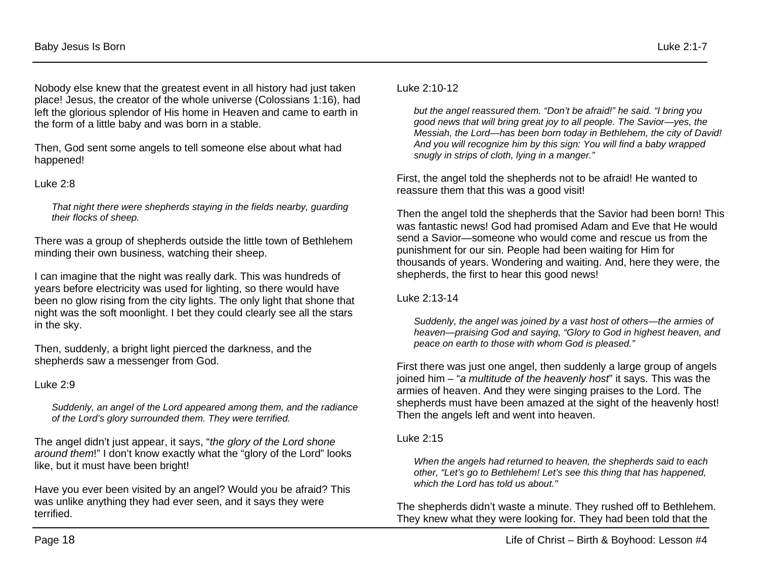Nobody else knew that the greatest event in all history had just taken place! Jesus, the creator of the whole universe (Colossians 1:16), had left the glorious splendor of His home in Heaven and came to earth in the form of a little baby and was born in a stable.

Then, God sent some angels to tell someone else about what had happened!

Luke 2:8

> *That night there were shepherds staying in the fields nearby, guarding their flocks of sheep.*

There was a group of shepherds outside the little town of Bethlehem minding their own business, watching their sheep.

I can imagine that the night was really dark. This was hundreds of years before electricity was used for lighting, so there would have been no glow rising from the city lights. The only light that shone that night was the soft moonlight. I bet they could clearly see all the stars in the sky.

Then, suddenly, a bright light pierced the darkness, and the shepherds saw a messenger from God.

Luke 2:9

> *Suddenly, an angel of the Lord appeared among them, and the radiance of the Lord's glory surrounded them. They were terrified.*

The angel didn't just appear, it says, "*the glory of the Lord shone around them*!" I don't know exactly what the "glory of the Lord" looks like, but it must have been bright!

Have you ever been visited by an angel? Would you be afraid? This was unlike anything they had ever seen, and it says they were terrified.

Luke 2:10-12

> *but the angel reassured them. "Don't be afraid!" he said. "I bring you good news that will bring great joy to all people. The Savior—yes, the Messiah, the Lord—has been born today in Bethlehem, the city of David! And you will recognize him by this sign: You will find a baby wrapped snugly in strips of cloth, lying in a manger."*

First, the angel told the shepherds not to be afraid! He wanted to reassure them that this was a good visit!

Then the angel told the shepherds that the Savior had been born! This was fantastic news! God had promised Adam and Eve that He would send a Savior—someone who would come and rescue us from the punishment for our sin. People had been waiting for Him for thousands of years. Wondering and waiting. And, here they were, the shepherds, the first to hear this good news!

Luke 2:13-14

> *Suddenly, the angel was joined by a vast host of others—the armies of heaven—praising God and saying, "Glory to God in highest heaven, and peace on earth to those with whom God is pleased."*

First there was just one angel, then suddenly a large group of angels joined him – "*a multitude of the heavenly host*" it says. This was the armies of heaven. And they were singing praises to the Lord. The shepherds must have been amazed at the sight of the heavenly host! Then the angels left and went into heaven.

Luke 2:15

> *When the angels had returned to heaven, the shepherds said to each other, "Let's go to Bethlehem! Let's see this thing that has happened, which the Lord has told us about."*

The shepherds didn't waste a minute. They rushed off to Bethlehem. They knew what they were looking for. They had been told that the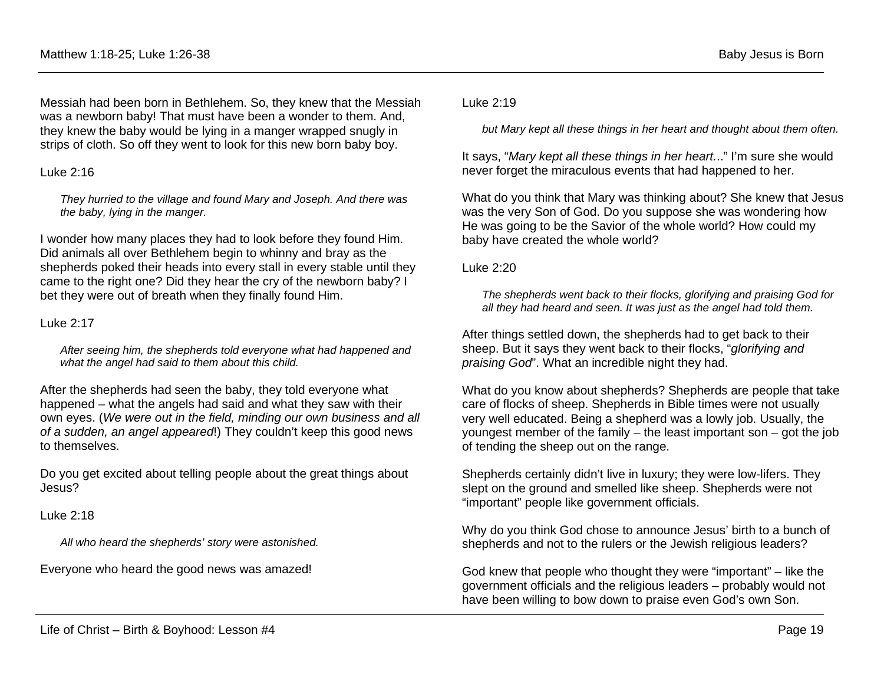Messiah had been born in Bethlehem. So, they knew that the Messiah was a newborn baby! That must have been a wonder to them. And, they knew the baby would be lying in a manger wrapped snugly in strips of cloth. So off they went to look for this new born baby boy.

Luke 2:16

> *They hurried to the village and found Mary and Joseph. And there was the baby, lying in the manger.*

I wonder how many places they had to look before they found Him. Did animals all over Bethlehem begin to whinny and bray as the shepherds poked their heads into every stall in every stable until they came to the right one? Did they hear the cry of the newborn baby? I bet they were out of breath when they finally found Him.

Luke 2:17

> *After seeing him, the shepherds told everyone what had happened and what the angel had said to them about this child.*

After the shepherds had seen the baby, they told everyone what happened – what the angels had said and what they saw with their own eyes. (*We were out in the field, minding our own business and all of a sudden, an angel appeared*!) They couldn't keep this good news to themselves.

Do you get excited about telling people about the great things about Jesus?

Luke 2:18

> *All who heard the shepherds' story were astonished.*

Everyone who heard the good news was amazed!

Luke 2:19

> *but Mary kept all these things in her heart and thought about them often.*

It says, "*Mary kept all these things in her heart…*" I'm sure she would never forget the miraculous events that had happened to her.

What do you think that Mary was thinking about? She knew that Jesus was the very Son of God. Do you suppose she was wondering how He was going to be the Savior of the whole world? How could my baby have created the whole world?

Luke 2:20

> *The shepherds went back to their flocks, glorifying and praising God for all they had heard and seen. It was just as the angel had told them.*

After things settled down, the shepherds had to get back to their sheep. But it says they went back to their flocks, "*glorifying and praising God*". What an incredible night they had.

What do you know about shepherds? Shepherds are people that take care of flocks of sheep. Shepherds in Bible times were not usually very well educated. Being a shepherd was a lowly job. Usually, the youngest member of the family – the least important son – got the job of tending the sheep out on the range.

Shepherds certainly didn't live in luxury; they were low-lifers. They slept on the ground and smelled like sheep. Shepherds were not "important" people like government officials.

Why do you think God chose to announce Jesus' birth to a bunch of shepherds and not to the rulers or the Jewish religious leaders?

God knew that people who thought they were "important" – like the government officials and the religious leaders – probably would not have been willing to bow down to praise even God's own Son.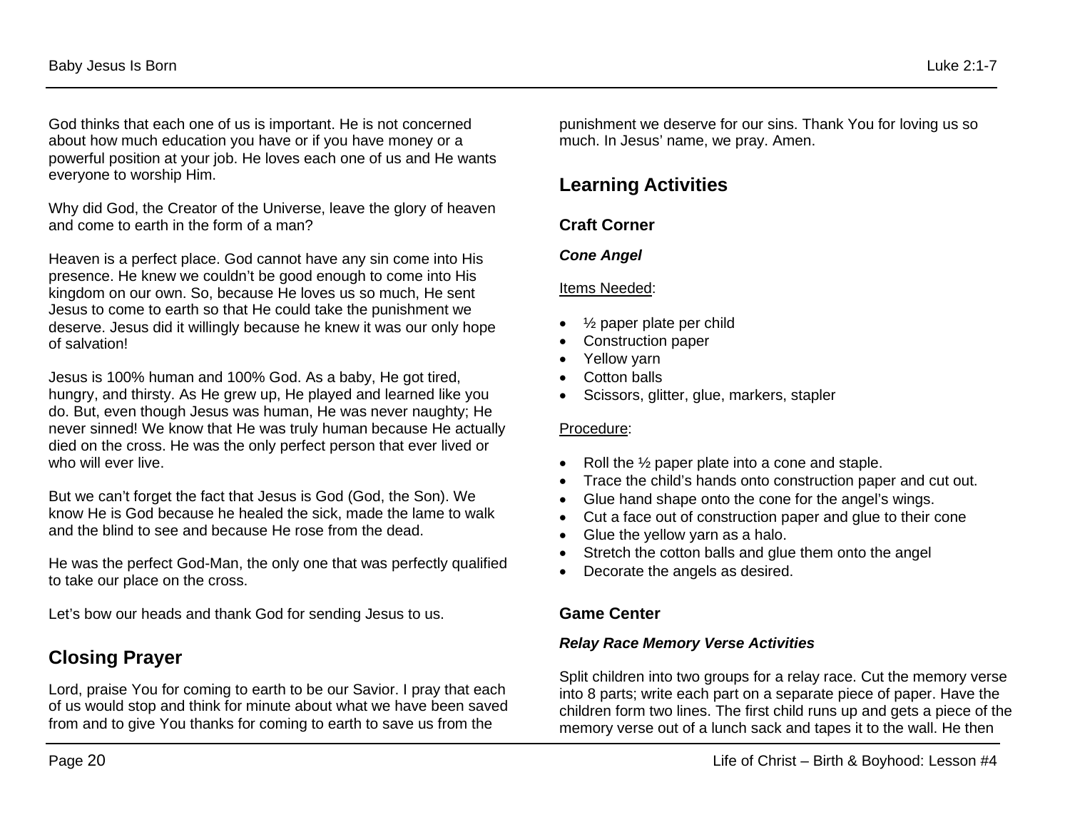God thinks that each one of us is important. He is not concerned about how much education you have or if you have money or a powerful position at your job. He loves each one of us and He wants everyone to worship Him.

Why did God, the Creator of the Universe, leave the glory of heaven and come to earth in the form of a man?

Heaven is a perfect place. God cannot have any sin come into His presence. He knew we couldn't be good enough to come into His kingdom on our own. So, because He loves us so much, He sent Jesus to come to earth so that He could take the punishment we deserve. Jesus did it willingly because he knew it was our only hope of salvation!

Jesus is 100% human and 100% God. As a baby, He got tired, hungry, and thirsty. As He grew up, He played and learned like you do. But, even though Jesus was human, He was never naughty; He never sinned! We know that He was truly human because He actually died on the cross. He was the only perfect person that ever lived or who will ever live.

But we can't forget the fact that Jesus is God (God, the Son). We know He is God because he healed the sick, made the lame to walk and the blind to see and because He rose from the dead.

He was the perfect God-Man, the only one that was perfectly qualified to take our place on the cross.

Let's bow our heads and thank God for sending Jesus to us.

## Closing Prayer

Lord, praise You for coming to earth to be our Savior. I pray that each of us would stop and think for minute about what we have been saved from and to give You thanks for coming to earth to save us from the punishment we deserve for our sins. Thank You for loving us so much. In Jesus' name, we pray. Amen.

## Learning Activities

### Craft Corner

#### *Cone Angel*

Items Needed:

- ½ paper plate per child
- Construction paper
- Yellow yarn
- Cotton balls
- Scissors, glitter, glue, markers, stapler

Procedure:

- Roll the ½ paper plate into a cone and staple.
- Trace the child's hands onto construction paper and cut out.
- Glue hand shape onto the cone for the angel's wings.
- Cut a face out of construction paper and glue to their cone
- Glue the yellow yarn as a halo.
- Stretch the cotton balls and glue them onto the angel
- Decorate the angels as desired.

### Game Center

#### *Relay Race Memory Verse Activities*

Split children into two groups for a relay race. Cut the memory verse into 8 parts; write each part on a separate piece of paper. Have the children form two lines. The first child runs up and gets a piece of the memory verse out of a lunch sack and tapes it to the wall. He then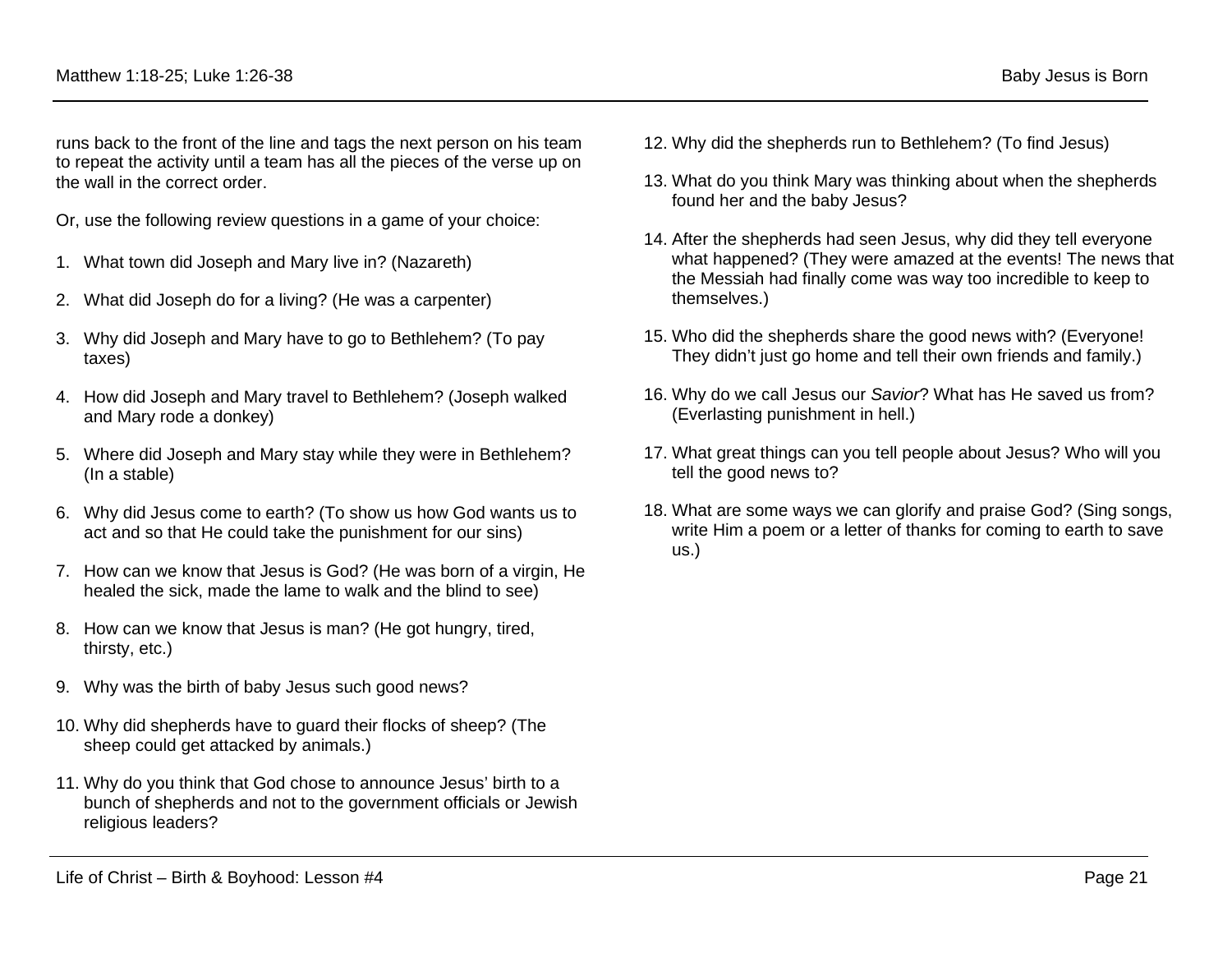runs back to the front of the line and tags the next person on his team to repeat the activity until a team has all the pieces of the verse up on the wall in the correct order.

Or, use the following review questions in a game of your choice:

1. What town did Joseph and Mary live in? (Nazareth)

2. What did Joseph do for a living? (He was a carpenter)

3. Why did Joseph and Mary have to go to Bethlehem? (To pay taxes)

4. How did Joseph and Mary travel to Bethlehem? (Joseph walked and Mary rode a donkey)

5. Where did Joseph and Mary stay while they were in Bethlehem? (In a stable)

6. Why did Jesus come to earth? (To show us how God wants us to act and so that He could take the punishment for our sins)

7. How can we know that Jesus is God? (He was born of a virgin, He healed the sick, made the lame to walk and the blind to see)

8. How can we know that Jesus is man? (He got hungry, tired, thirsty, etc.)

9. Why was the birth of baby Jesus such good news?

10. Why did shepherds have to guard their flocks of sheep? (The sheep could get attacked by animals.)

11. Why do you think that God chose to announce Jesus' birth to a bunch of shepherds and not to the government officials or Jewish religious leaders?

12. Why did the shepherds run to Bethlehem? (To find Jesus)

13. What do you think Mary was thinking about when the shepherds found her and the baby Jesus?

14. After the shepherds had seen Jesus, why did they tell everyone what happened? (They were amazed at the events! The news that the Messiah had finally come was way too incredible to keep to themselves.)

15. Who did the shepherds share the good news with? (Everyone! They didn't just go home and tell their own friends and family.)

16. Why do we call Jesus our *Savior*? What has He saved us from? (Everlasting punishment in hell.)

17. What great things can you tell people about Jesus? Who will you tell the good news to?

18. What are some ways we can glorify and praise God? (Sing songs, write Him a poem or a letter of thanks for coming to earth to save us.)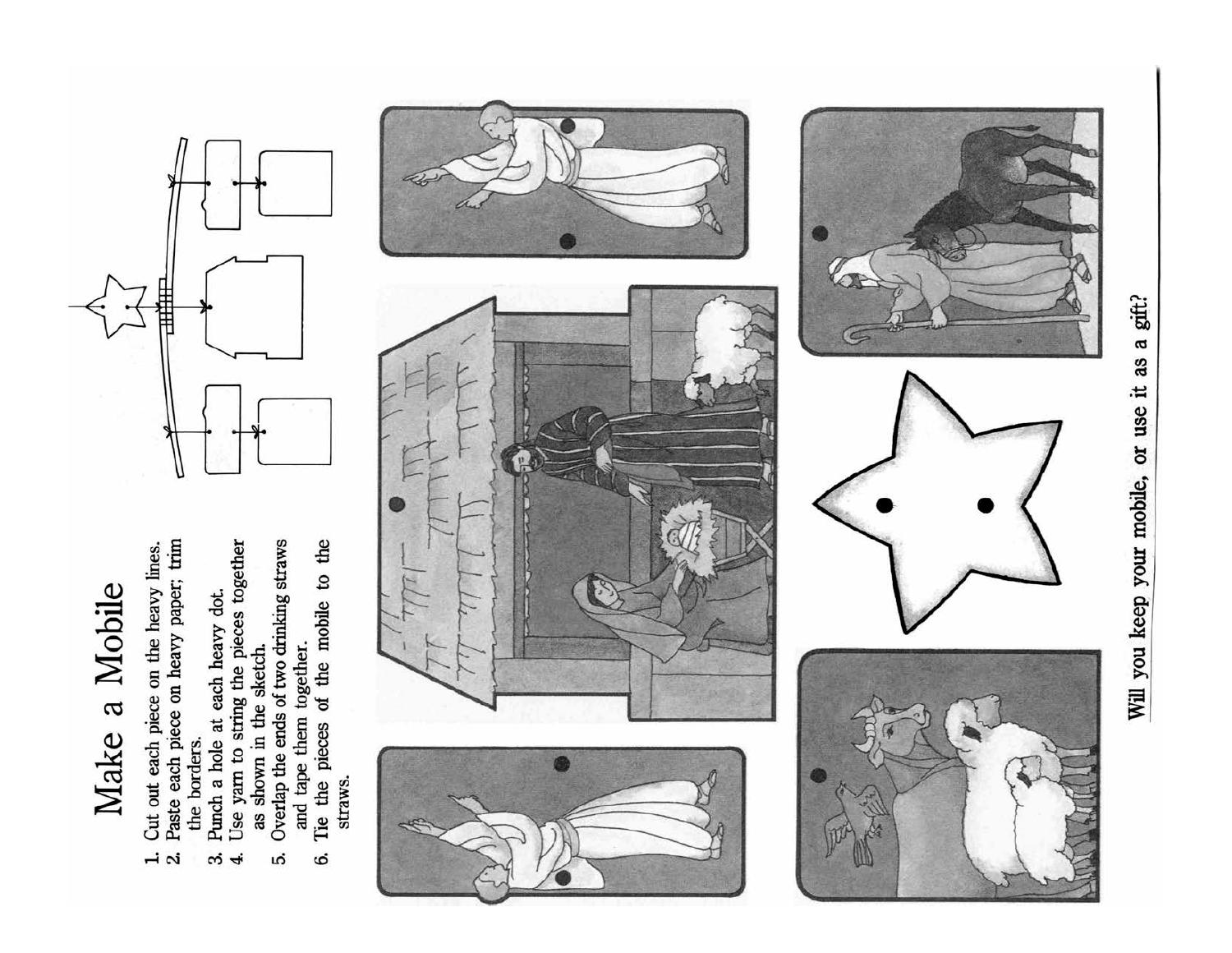# Make a Mobile

1. Cut out each piece on the heavy lines.
2. Paste each piece on heavy paper; trim the borders.
3. Punch a hole at each heavy dot.
4. Use yarn to string the pieces together as shown in the sketch.
5. Overlap the ends of two drinking straws and tape them together.
6. Tie the pieces of the mobile to the straws.

Will you keep your mobile, or use it as a gift?